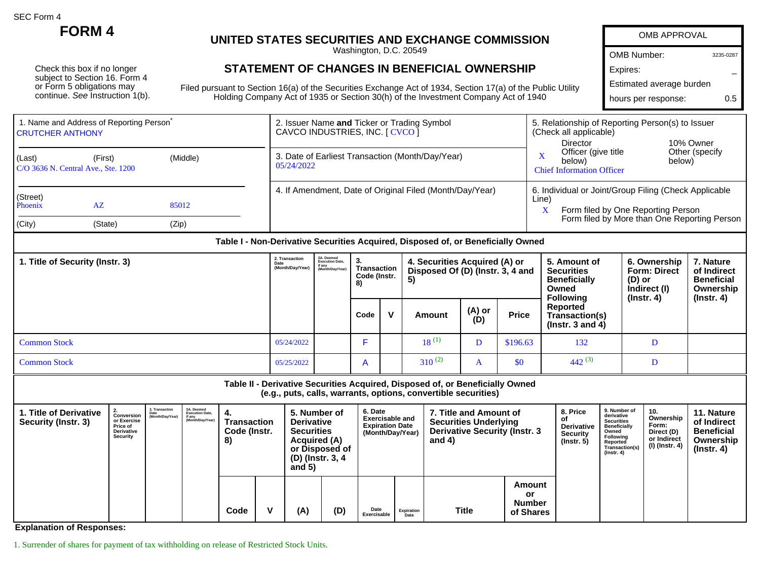SEC Form 4

# FORM 4

## UNITED STATES SECURITIES AND EXCHANGE COMMISSION

Washington, D.C. 20549

Check this box if no longer subject to Section 16. Form 4 or Form 5 obligations may continue. *See* Instruction 1(b).

## STATEMENT OF CHANGES IN BENEFICIAL OWNERSHIP

Filed pursuant to Section 16(a) of the Securities Exchange Act of 1934, Section 17(a) of the Public Utility Holding Company Act of 1935 or Section 30(h) of the Investment Company Act of 1940

| OMB APPROVAL | |
|---|---|
| OMB Number: | 3235-0287 |
| Expires: | – |
| Estimated average burden hours per response: | 0.5 |

1. Name and Address of Reporting Person*
CRUTCHER ANTHONY

(Last) (First) (Middle)
C/O 3636 N. Central Ave., Ste. 1200

(Street)
Phoenix AZ 85012

(City) (State) (Zip)

2. Issuer Name **and** Ticker or Trading Symbol
CAVCO INDUSTRIES, INC. [ CVCO ]

3. Date of Earliest Transaction (Month/Day/Year)
05/24/2022

4. If Amendment, Date of Original Filed (Month/Day/Year)

5. Relationship of Reporting Person(s) to Issuer (Check all applicable)
Director
10% Owner
X Officer (give title below)
Other (specify below)
Chief Information Officer

6. Individual or Joint/Group Filing (Check Applicable Line)
X Form filed by One Reporting Person
Form filed by More than One Reporting Person

### Table I - Non-Derivative Securities Acquired, Disposed of, or Beneficially Owned

| 1. Title of Security (Instr. 3) | 2. Transaction Date (Month/Day/Year) | 2A. Deemed Execution Date, if any (Month/Day/Year) | 3. Transaction Code (Instr. 8) | | 4. Securities Acquired (A) or Disposed Of (D) (Instr. 3, 4 and 5) | | | 5. Amount of Securities Beneficially Owned Following Reported Transaction(s) (Instr. 3 and 4) | 6. Ownership Form: Direct (D) or Indirect (I) (Instr. 4) | 7. Nature of Indirect Beneficial Ownership (Instr. 4) |
|---|---|---|---|---|---|---|---|---|---|---|
| | | | Code | V | Amount | (A) or (D) | Price | | | |
| Common Stock | 05/24/2022 | | F | | 18 [1] | D | $196.63 | 132 | D | |
| Common Stock | 05/25/2022 | | A | | 310 [2] | A | $0 | 442 [3] | D | |

### Table II - Derivative Securities Acquired, Disposed of, or Beneficially Owned (e.g., puts, calls, warrants, options, convertible securities)

| 1. Title of Derivative Security (Instr. 3) | 2. Conversion or Exercise Price of Derivative Security | 3. Transaction Date (Month/Day/Year) | 3A. Deemed Execution Date, if any (Month/Day/Year) | 4. Transaction Code (Instr. 8) | | 5. Number of Derivative Securities Acquired (A) or Disposed of (D) (Instr. 3, 4 and 5) | | 6. Date Exercisable and Expiration Date (Month/Day/Year) | | 7. Title and Amount of Securities Underlying Derivative Security (Instr. 3 and 4) | | 8. Price of Derivative Security (Instr. 5) | 9. Number of derivative Securities Beneficially Owned Following Reported Transaction(s) (Instr. 4) | 10. Ownership Form: Direct (D) or Indirect (I) (Instr. 4) | 11. Nature of Indirect Beneficial Ownership (Instr. 4) |
|---|---|---|---|---|---|---|---|---|---|---|---|---|---|---|---|
| | | | | Code | V | (A) | (D) | Date Exercisable | Expiration Date | Title | Amount or Number of Shares | | | | |

**Explanation of Responses:**

1. Surrender of shares for payment of tax withholding on release of Restricted Stock Units.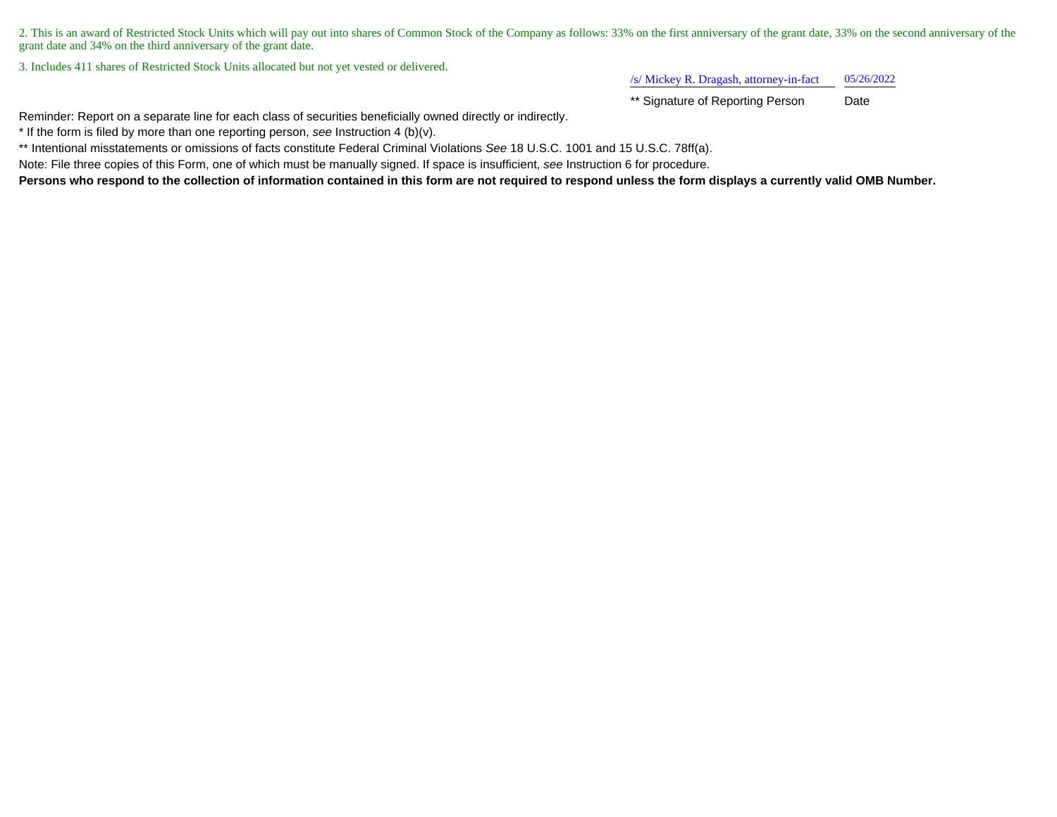2. This is an award of Restricted Stock Units which will pay out into shares of Common Stock of the Company as follows: 33% on the first anniversary of the grant date, 33% on the second anniversary of the grant date and 34% on the third anniversary of the grant date.

3. Includes 411 shares of Restricted Stock Units allocated but not yet vested or delivered.

| | |
|---|---|
| /s/ Mickey R. Dragash, attorney-in-fact | 05/26/2022 |
| ** Signature of Reporting Person | Date |

Reminder: Report on a separate line for each class of securities beneficially owned directly or indirectly.

* If the form is filed by more than one reporting person, *see* Instruction 4 (b)(v).

** Intentional misstatements or omissions of facts constitute Federal Criminal Violations *See* 18 U.S.C. 1001 and 15 U.S.C. 78ff(a).

Note: File three copies of this Form, one of which must be manually signed. If space is insufficient, *see* Instruction 6 for procedure.

**Persons who respond to the collection of information contained in this form are not required to respond unless the form displays a currently valid OMB Number.**